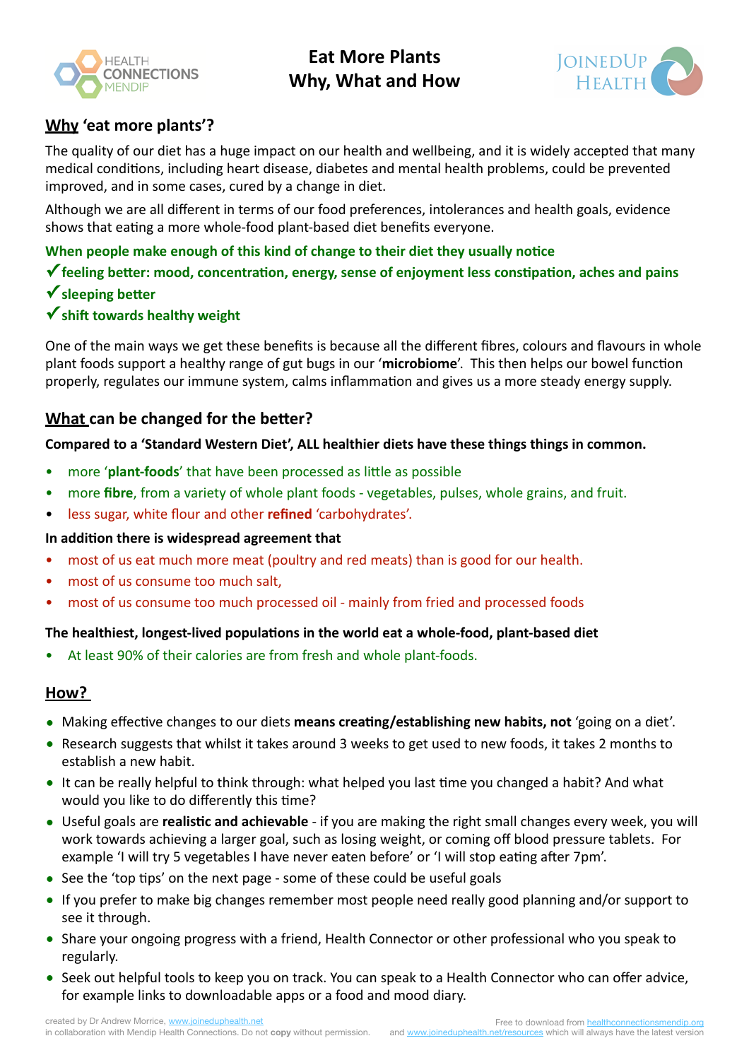# Eat More Plants
## Why, What and How

## Why 'eat more plants'?

The quality of our diet has a huge impact on our health and wellbeing, and it is widely accepted that many medical conditions, including heart disease, diabetes and mental health problems, could be prevented improved, and in some cases, cured by a change in diet.

Although we are all different in terms of our food preferences, intolerances and health goals, evidence shows that eating a more whole-food plant-based diet benefits everyone.

**When people make enough of this kind of change to their diet they usually notice**

**✓feeling better: mood, concentration, energy, sense of enjoyment less constipation, aches and pains**

**✓sleeping better**

**✓shift towards healthy weight**

One of the main ways we get these benefits is because all the different fibres, colours and flavours in whole plant foods support a healthy range of gut bugs in our '**microbiome**'. This then helps our bowel function properly, regulates our immune system, calms inflammation and gives us a more steady energy supply.

## What can be changed for the better?

**Compared to a 'Standard Western Diet', ALL healthier diets have these things things in common.**

- more '**plant-foods**' that have been processed as little as possible
- more **fibre**, from a variety of whole plant foods - vegetables, pulses, whole grains, and fruit.
- less sugar, white flour and other **refined** 'carbohydrates'.

**In addition there is widespread agreement that**

- most of us eat much more meat (poultry and red meats) than is good for our health.
- most of us consume too much salt,
- most of us consume too much processed oil - mainly from fried and processed foods

**The healthiest, longest-lived populations in the world eat a whole-food, plant-based diet**

- At least 90% of their calories are from fresh and whole plant-foods.

## How?

- Making effective changes to our diets **means creating/establishing new habits, not** 'going on a diet'.
- Research suggests that whilst it takes around 3 weeks to get used to new foods, it takes 2 months to establish a new habit.
- It can be really helpful to think through: what helped you last time you changed a habit? And what would you like to do differently this time?
- Useful goals are **realistic and achievable** - if you are making the right small changes every week, you will work towards achieving a larger goal, such as losing weight, or coming off blood pressure tablets. For example 'I will try 5 vegetables I have never eaten before' or 'I will stop eating after 7pm'.
- See the 'top tips' on the next page - some of these could be useful goals
- If you prefer to make big changes remember most people need really good planning and/or support to see it through.
- Share your ongoing progress with a friend, Health Connector or other professional who you speak to regularly.
- Seek out helpful tools to keep you on track. You can speak to a Health Connector who can offer advice, for example links to downloadable apps or a food and mood diary.

created by Dr Andrew Morrice, www.joineduphealth.net
in collaboration with Mendip Health Connections. Do not **copy** without permission.

Free to download from healthconnectionsmendip.org
and www.joineduphealth.net/resources which will always have the latest version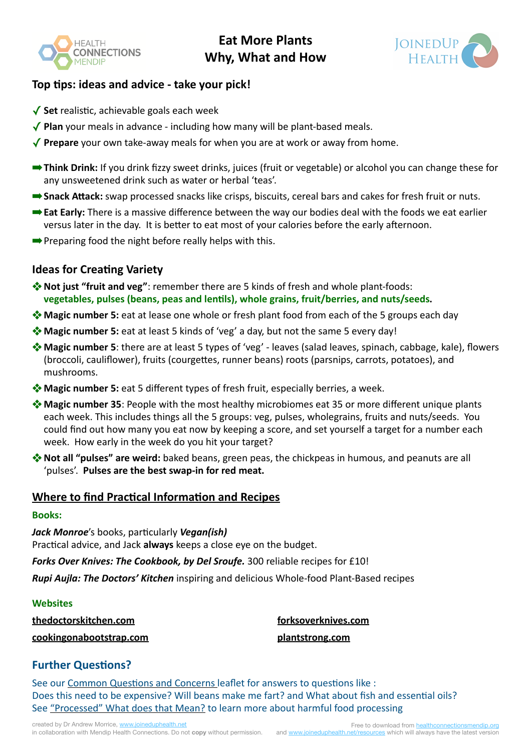# Eat More Plants
## Why, What and How

### Top tips: ideas and advice - take your pick!

✓ **Set** realistic, achievable goals each week

✓ **Plan** your meals in advance - including how many will be plant-based meals.

✓ **Prepare** your own take-away meals for when you are at work or away from home.

➡ **Think Drink:** If you drink fizzy sweet drinks, juices (fruit or vegetable) or alcohol you can change these for any unsweetened drink such as water or herbal 'teas'.

➡ **Snack Attack:** swap processed snacks like crisps, biscuits, cereal bars and cakes for fresh fruit or nuts.

➡ **Eat Early:** There is a massive difference between the way our bodies deal with the foods we eat earlier versus later in the day. It is better to eat most of your calories before the early afternoon.

➡ Preparing food the night before really helps with this.

### Ideas for Creating Variety

❖ **Not just "fruit and veg"**: remember there are 5 kinds of fresh and whole plant-foods: **vegetables, pulses (beans, peas and lentils), whole grains, fruit/berries, and nuts/seeds.**

❖ **Magic number 5:** eat at lease one whole or fresh plant food from each of the 5 groups each day

❖ **Magic number 5:** eat at least 5 kinds of 'veg' a day, but not the same 5 every day!

❖ **Magic number 5**: there are at least 5 types of 'veg' - leaves (salad leaves, spinach, cabbage, kale), flowers (broccoli, cauliflower), fruits (courgettes, runner beans) roots (parsnips, carrots, potatoes), and mushrooms.

❖ **Magic number 5:** eat 5 different types of fresh fruit, especially berries, a week.

❖ **Magic number 35**: People with the most healthy microbiomes eat 35 or more different unique plants each week. This includes things all the 5 groups: veg, pulses, wholegrains, fruits and nuts/seeds. You could find out how many you eat now by keeping a score, and set yourself a target for a number each week. How early in the week do you hit your target?

❖ **Not all "pulses" are weird:** baked beans, green peas, the chickpeas in humous, and peanuts are all 'pulses'. **Pulses are the best swap-in for red meat.**

### Where to find Practical Information and Recipes

**Books:**

***Jack Monroe***'s books, particularly ***Vegan(ish)***
Practical advice, and Jack **always** keeps a close eye on the budget.

***Forks Over Knives: The Cookbook, by Del Sroufe.*** 300 reliable recipes for £10!

***Rupi Aujla: The Doctors' Kitchen*** inspiring and delicious Whole-food Plant-Based recipes

**Websites**

**thedoctorskitchen.com**

**cookingonabootstrap.com**

**forksoverknives.com**

**plantstrong.com**

### Further Questions?

See our Common Questions and Concerns leaflet for answers to questions like :
Does this need to be expensive? Will beans make me fart? and What about fish and essential oils?
See "Processed" What does that Mean? to learn more about harmful food processing

created by Dr Andrew Morrice, www.joineduphealth.net
in collaboration with Mendip Health Connections. Do not **copy** without permission.

Free to download from healthconnectionsmendip.org
and www.joineduphealth.net/resources which will always have the latest version